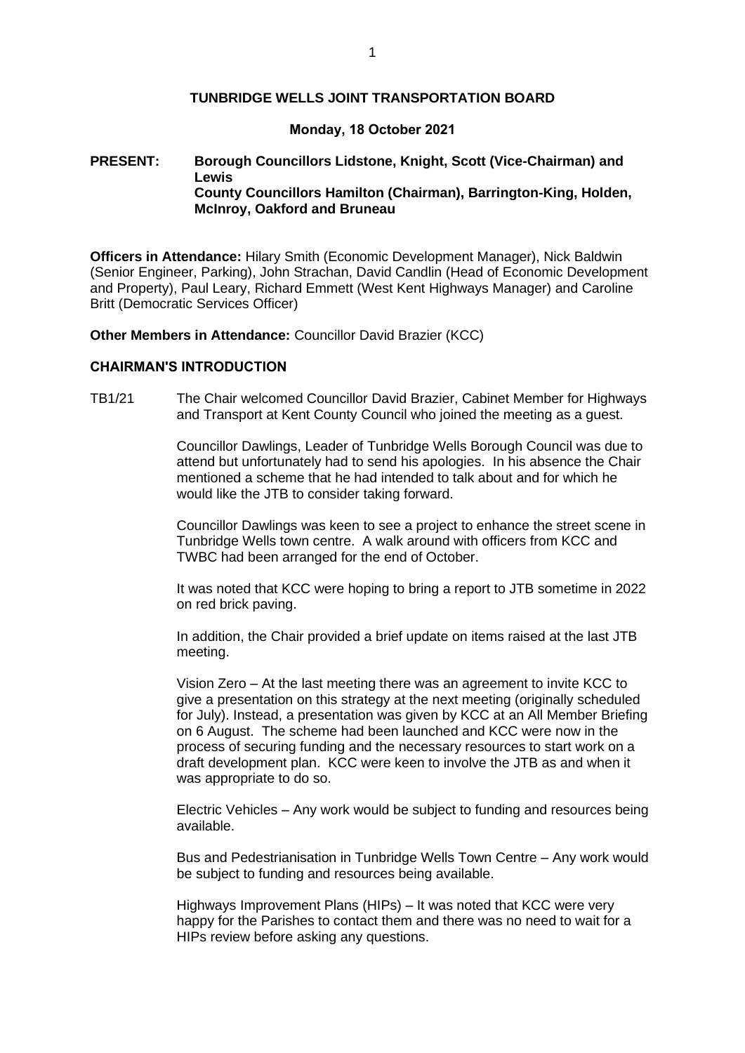# TUNBRIDGE WELLS JOINT TRANSPORTATION BOARD

**Monday, 18 October 2021**

**PRESENT:** **Borough Councillors Lidstone, Knight, Scott (Vice-Chairman) and Lewis**
**County Councillors Hamilton (Chairman), Barrington-King, Holden, McInroy, Oakford and Bruneau**

**Officers in Attendance:** Hilary Smith (Economic Development Manager), Nick Baldwin (Senior Engineer, Parking), John Strachan, David Candlin (Head of Economic Development and Property), Paul Leary, Richard Emmett (West Kent Highways Manager) and Caroline Britt (Democratic Services Officer)

**Other Members in Attendance:** Councillor David Brazier (KCC)

## CHAIRMAN'S INTRODUCTION

TB1/21 The Chair welcomed Councillor David Brazier, Cabinet Member for Highways and Transport at Kent County Council who joined the meeting as a guest.

Councillor Dawlings, Leader of Tunbridge Wells Borough Council was due to attend but unfortunately had to send his apologies. In his absence the Chair mentioned a scheme that he had intended to talk about and for which he would like the JTB to consider taking forward.

Councillor Dawlings was keen to see a project to enhance the street scene in Tunbridge Wells town centre. A walk around with officers from KCC and TWBC had been arranged for the end of October.

It was noted that KCC were hoping to bring a report to JTB sometime in 2022 on red brick paving.

In addition, the Chair provided a brief update on items raised at the last JTB meeting.

Vision Zero – At the last meeting there was an agreement to invite KCC to give a presentation on this strategy at the next meeting (originally scheduled for July). Instead, a presentation was given by KCC at an All Member Briefing on 6 August. The scheme had been launched and KCC were now in the process of securing funding and the necessary resources to start work on a draft development plan. KCC were keen to involve the JTB as and when it was appropriate to do so.

Electric Vehicles – Any work would be subject to funding and resources being available.

Bus and Pedestrianisation in Tunbridge Wells Town Centre – Any work would be subject to funding and resources being available.

Highways Improvement Plans (HIPs) – It was noted that KCC were very happy for the Parishes to contact them and there was no need to wait for a HIPs review before asking any questions.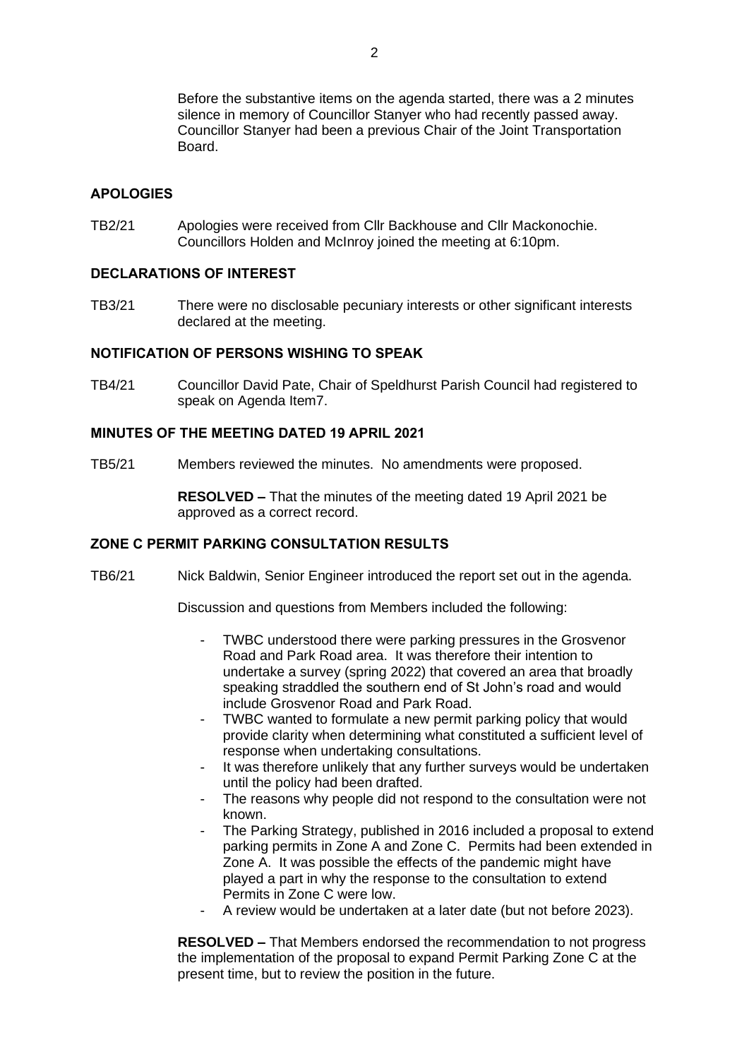Before the substantive items on the agenda started, there was a 2 minutes silence in memory of Councillor Stanyer who had recently passed away. Councillor Stanyer had been a previous Chair of the Joint Transportation Board.

## APOLOGIES

TB2/21 Apologies were received from Cllr Backhouse and Cllr Mackonochie. Councillors Holden and McInroy joined the meeting at 6:10pm.

## DECLARATIONS OF INTEREST

TB3/21 There were no disclosable pecuniary interests or other significant interests declared at the meeting.

## NOTIFICATION OF PERSONS WISHING TO SPEAK

TB4/21 Councillor David Pate, Chair of Speldhurst Parish Council had registered to speak on Agenda Item7.

## MINUTES OF THE MEETING DATED 19 APRIL 2021

TB5/21 Members reviewed the minutes. No amendments were proposed.

**RESOLVED –** That the minutes of the meeting dated 19 April 2021 be approved as a correct record.

## ZONE C PERMIT PARKING CONSULTATION RESULTS

TB6/21 Nick Baldwin, Senior Engineer introduced the report set out in the agenda.

Discussion and questions from Members included the following:

- TWBC understood there were parking pressures in the Grosvenor Road and Park Road area. It was therefore their intention to undertake a survey (spring 2022) that covered an area that broadly speaking straddled the southern end of St John's road and would include Grosvenor Road and Park Road.
- TWBC wanted to formulate a new permit parking policy that would provide clarity when determining what constituted a sufficient level of response when undertaking consultations.
- It was therefore unlikely that any further surveys would be undertaken until the policy had been drafted.
- The reasons why people did not respond to the consultation were not known.
- The Parking Strategy, published in 2016 included a proposal to extend parking permits in Zone A and Zone C. Permits had been extended in Zone A. It was possible the effects of the pandemic might have played a part in why the response to the consultation to extend Permits in Zone C were low.
- A review would be undertaken at a later date (but not before 2023).

**RESOLVED –** That Members endorsed the recommendation to not progress the implementation of the proposal to expand Permit Parking Zone C at the present time, but to review the position in the future.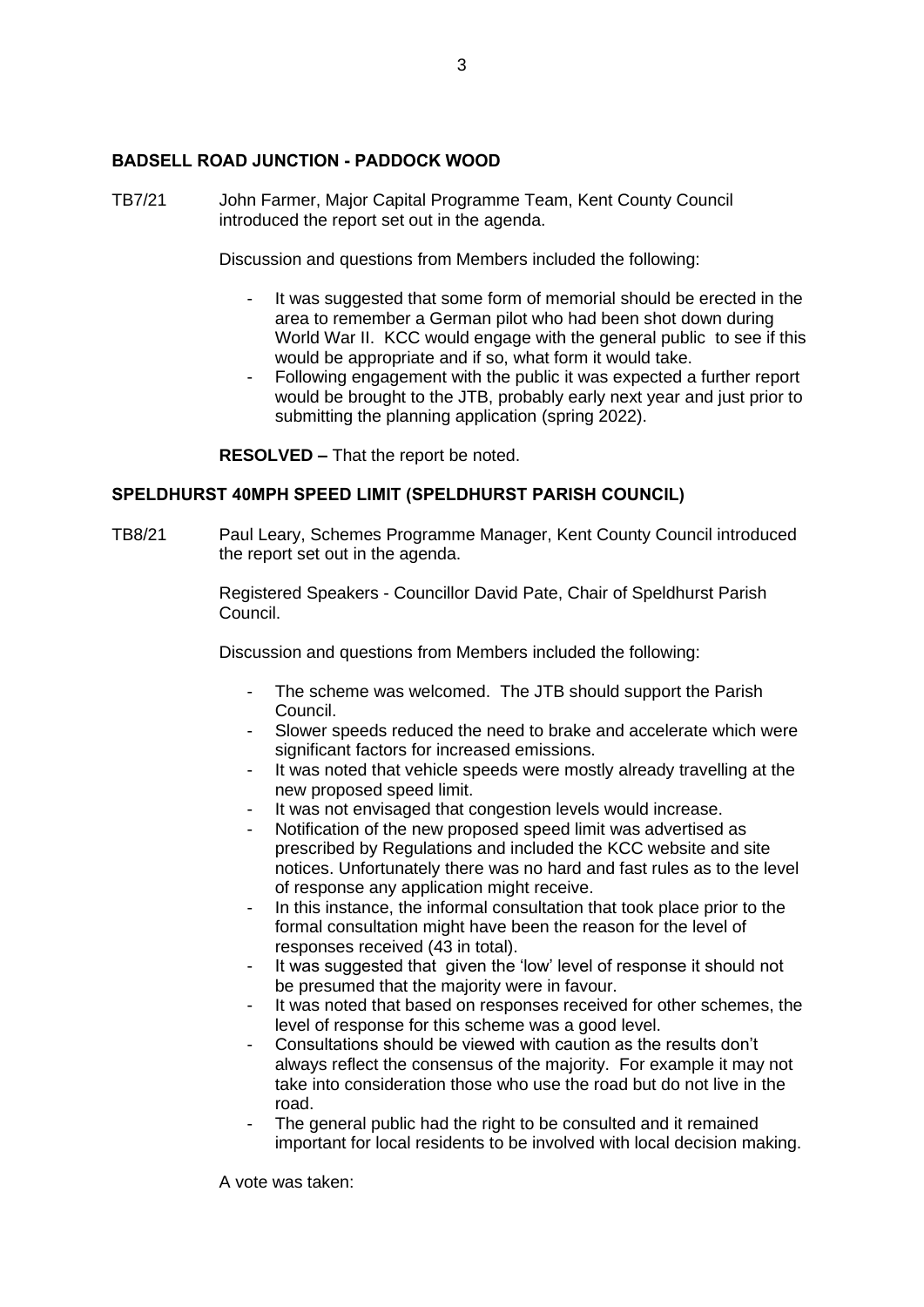### BADSELL ROAD JUNCTION - PADDOCK WOOD

TB7/21 John Farmer, Major Capital Programme Team, Kent County Council introduced the report set out in the agenda.

Discussion and questions from Members included the following:

- It was suggested that some form of memorial should be erected in the area to remember a German pilot who had been shot down during World War II. KCC would engage with the general public to see if this would be appropriate and if so, what form it would take.
- Following engagement with the public it was expected a further report would be brought to the JTB, probably early next year and just prior to submitting the planning application (spring 2022).

**RESOLVED –** That the report be noted.

### SPELDHURST 40MPH SPEED LIMIT (SPELDHURST PARISH COUNCIL)

TB8/21 Paul Leary, Schemes Programme Manager, Kent County Council introduced the report set out in the agenda.

Registered Speakers - Councillor David Pate, Chair of Speldhurst Parish Council.

Discussion and questions from Members included the following:

- The scheme was welcomed. The JTB should support the Parish Council.
- Slower speeds reduced the need to brake and accelerate which were significant factors for increased emissions.
- It was noted that vehicle speeds were mostly already travelling at the new proposed speed limit.
- It was not envisaged that congestion levels would increase.
- Notification of the new proposed speed limit was advertised as prescribed by Regulations and included the KCC website and site notices. Unfortunately there was no hard and fast rules as to the level of response any application might receive.
- In this instance, the informal consultation that took place prior to the formal consultation might have been the reason for the level of responses received (43 in total).
- It was suggested that given the 'low' level of response it should not be presumed that the majority were in favour.
- It was noted that based on responses received for other schemes, the level of response for this scheme was a good level.
- Consultations should be viewed with caution as the results don't always reflect the consensus of the majority. For example it may not take into consideration those who use the road but do not live in the road.
- The general public had the right to be consulted and it remained important for local residents to be involved with local decision making.

A vote was taken: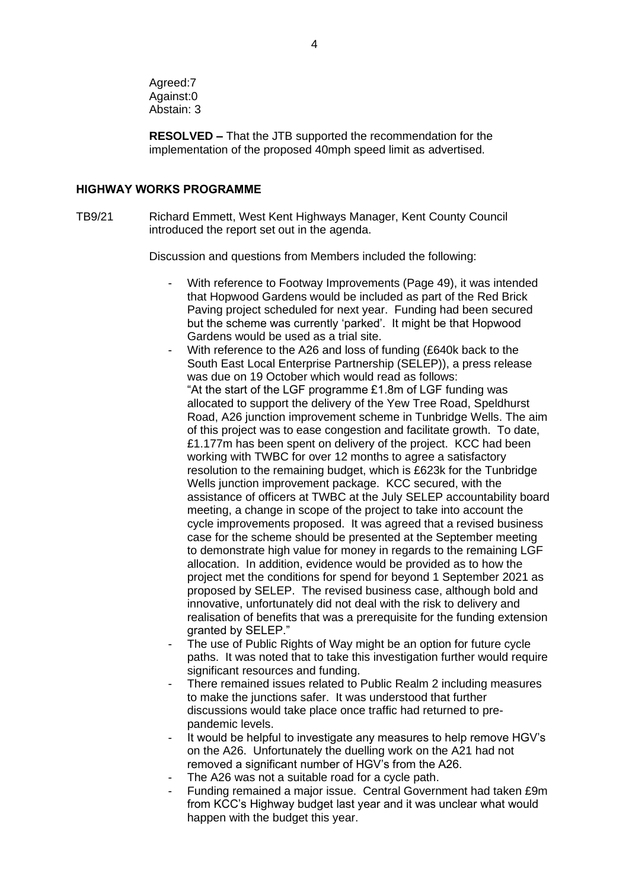Agreed:7
Against:0
Abstain: 3

**RESOLVED –** That the JTB supported the recommendation for the implementation of the proposed 40mph speed limit as advertised.

## HIGHWAY WORKS PROGRAMME

TB9/21 Richard Emmett, West Kent Highways Manager, Kent County Council introduced the report set out in the agenda.

Discussion and questions from Members included the following:

- With reference to Footway Improvements (Page 49), it was intended that Hopwood Gardens would be included as part of the Red Brick Paving project scheduled for next year. Funding had been secured but the scheme was currently 'parked'. It might be that Hopwood Gardens would be used as a trial site.
- With reference to the A26 and loss of funding (£640k back to the South East Local Enterprise Partnership (SELEP)), a press release was due on 19 October which would read as follows:
  "At the start of the LGF programme £1.8m of LGF funding was allocated to support the delivery of the Yew Tree Road, Speldhurst Road, A26 junction improvement scheme in Tunbridge Wells. The aim of this project was to ease congestion and facilitate growth. To date, £1.177m has been spent on delivery of the project. KCC had been working with TWBC for over 12 months to agree a satisfactory resolution to the remaining budget, which is £623k for the Tunbridge Wells junction improvement package. KCC secured, with the assistance of officers at TWBC at the July SELEP accountability board meeting, a change in scope of the project to take into account the cycle improvements proposed. It was agreed that a revised business case for the scheme should be presented at the September meeting to demonstrate high value for money in regards to the remaining LGF allocation. In addition, evidence would be provided as to how the project met the conditions for spend for beyond 1 September 2021 as proposed by SELEP. The revised business case, although bold and innovative, unfortunately did not deal with the risk to delivery and realisation of benefits that was a prerequisite for the funding extension granted by SELEP."
- The use of Public Rights of Way might be an option for future cycle paths. It was noted that to take this investigation further would require significant resources and funding.
- There remained issues related to Public Realm 2 including measures to make the junctions safer. It was understood that further discussions would take place once traffic had returned to pre-pandemic levels.
- It would be helpful to investigate any measures to help remove HGV's on the A26. Unfortunately the duelling work on the A21 had not removed a significant number of HGV's from the A26.
- The A26 was not a suitable road for a cycle path.
- Funding remained a major issue. Central Government had taken £9m from KCC's Highway budget last year and it was unclear what would happen with the budget this year.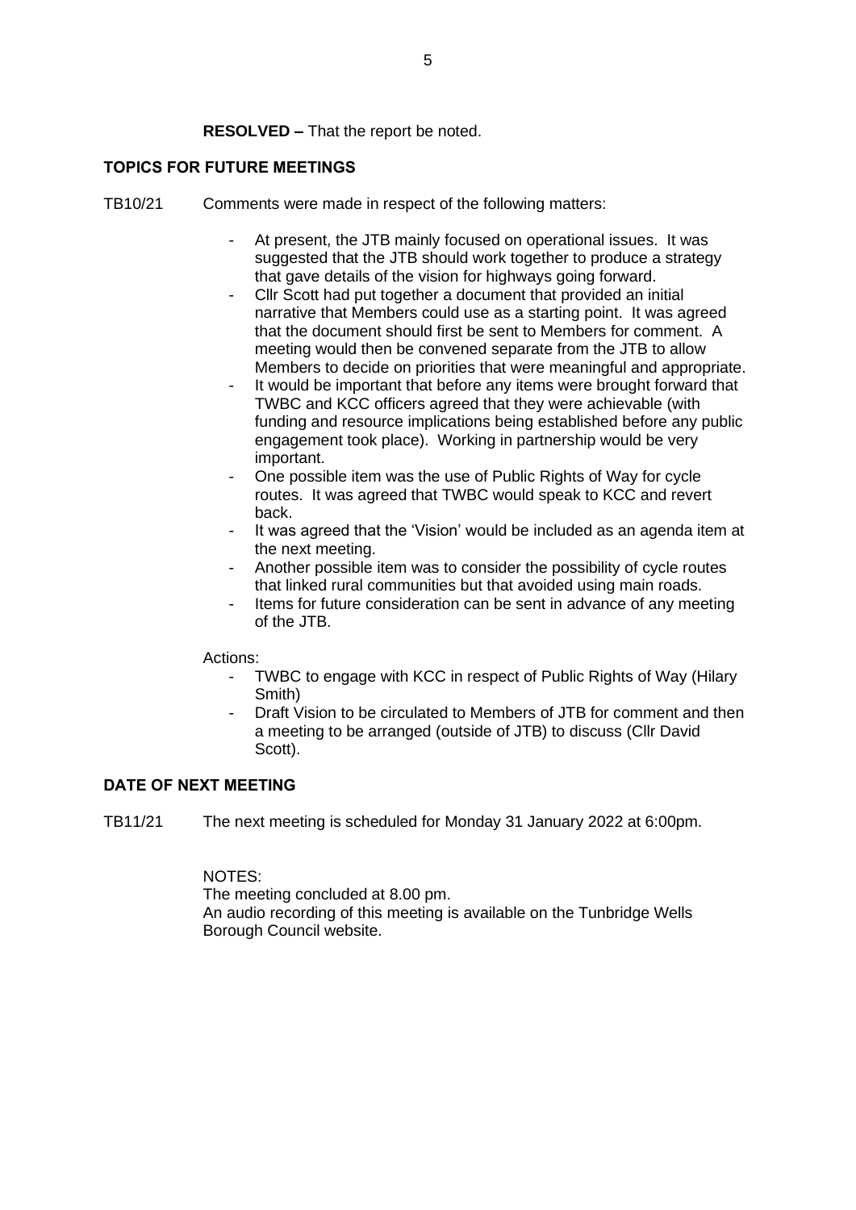**RESOLVED –** That the report be noted.

## TOPICS FOR FUTURE MEETINGS

TB10/21 Comments were made in respect of the following matters:

- At present, the JTB mainly focused on operational issues. It was suggested that the JTB should work together to produce a strategy that gave details of the vision for highways going forward.
- Cllr Scott had put together a document that provided an initial narrative that Members could use as a starting point. It was agreed that the document should first be sent to Members for comment. A meeting would then be convened separate from the JTB to allow Members to decide on priorities that were meaningful and appropriate.
- It would be important that before any items were brought forward that TWBC and KCC officers agreed that they were achievable (with funding and resource implications being established before any public engagement took place). Working in partnership would be very important.
- One possible item was the use of Public Rights of Way for cycle routes. It was agreed that TWBC would speak to KCC and revert back.
- It was agreed that the 'Vision' would be included as an agenda item at the next meeting.
- Another possible item was to consider the possibility of cycle routes that linked rural communities but that avoided using main roads.
- Items for future consideration can be sent in advance of any meeting of the JTB.

Actions:

- TWBC to engage with KCC in respect of Public Rights of Way (Hilary Smith)
- Draft Vision to be circulated to Members of JTB for comment and then a meeting to be arranged (outside of JTB) to discuss (Cllr David Scott).

## DATE OF NEXT MEETING

TB11/21 The next meeting is scheduled for Monday 31 January 2022 at 6:00pm.

NOTES:
The meeting concluded at 8.00 pm.
An audio recording of this meeting is available on the Tunbridge Wells Borough Council website.